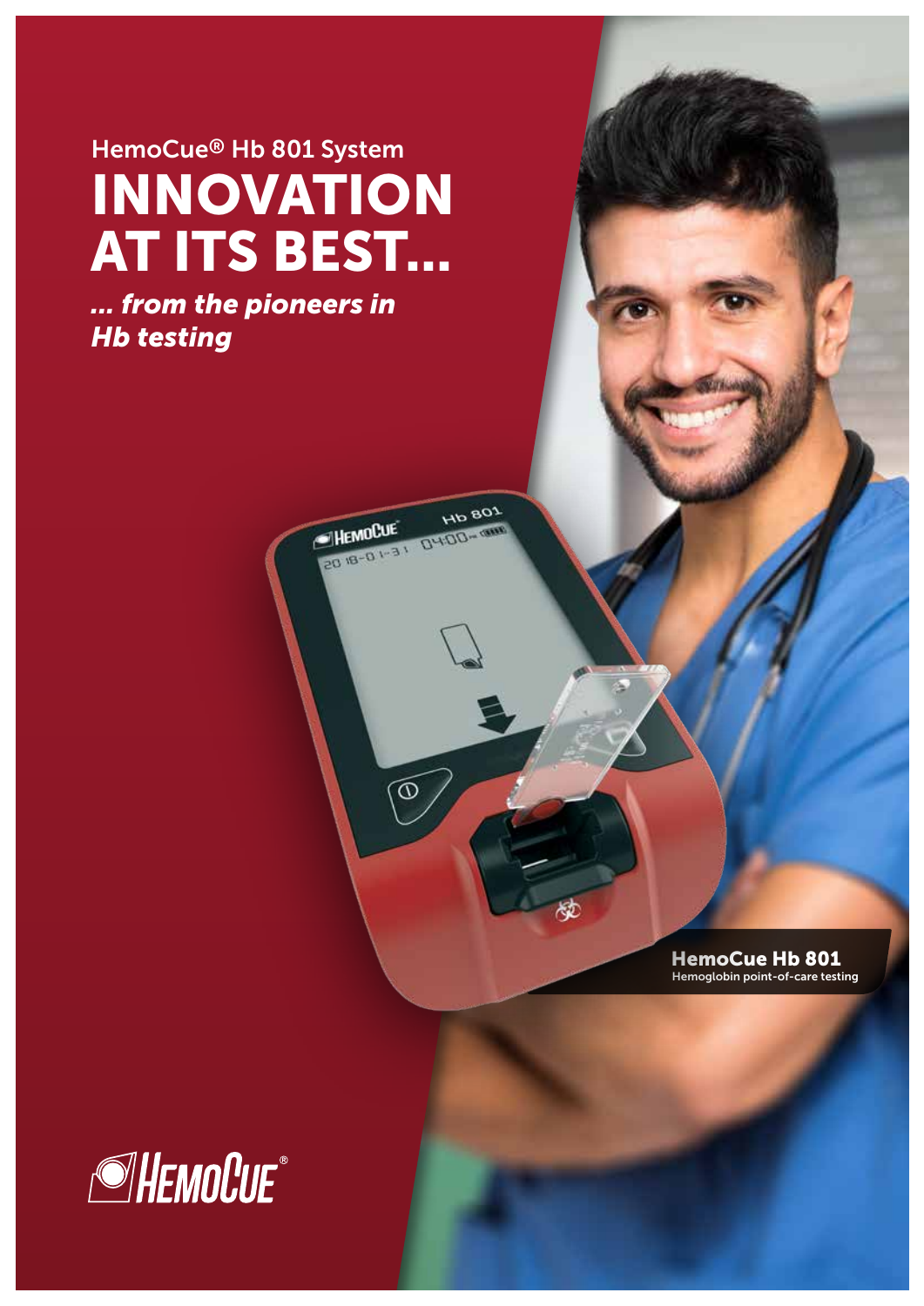HemoCue® Hb 801 System

# INNOVATION AT ITS BEST...

***... from the pioneers in Hb testing***

**HemoCue Hb 801**
Hemoglobin point-of-care testing

HemoCue®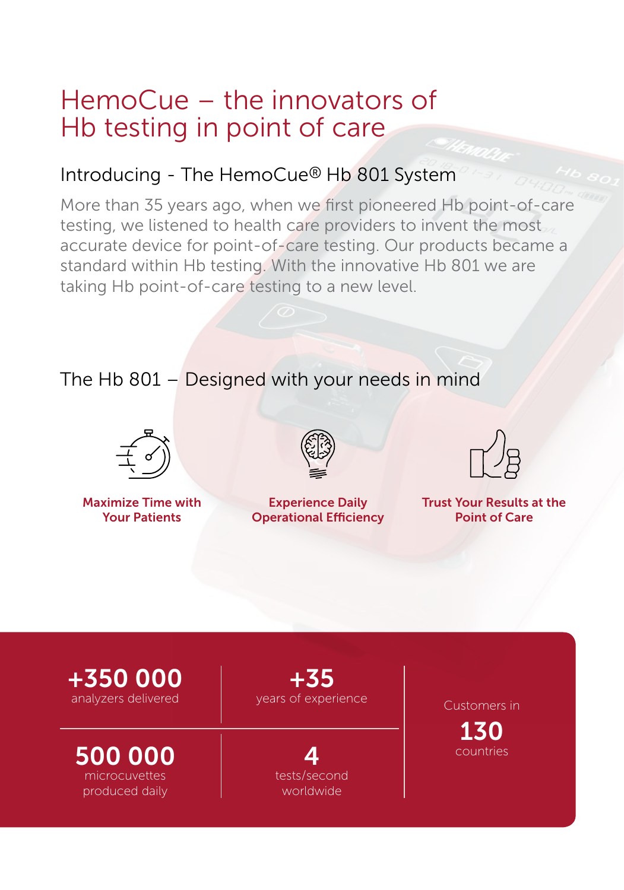# HemoCue – the innovators of Hb testing in point of care

## Introducing - The HemoCue® Hb 801 System

More than 35 years ago, when we first pioneered Hb point-of-care testing, we listened to health care providers to invent the most accurate device for point-of-care testing. Our products became a standard within Hb testing. With the innovative Hb 801 we are taking Hb point-of-care testing to a new level.

## The Hb 801 – Designed with your needs in mind

**Maximize Time with Your Patients**

**Experience Daily Operational Efficiency**

**Trust Your Results at the Point of Care**

**+350 000**
analyzers delivered

**+35**
years of experience

**500 000**
microcuvettes produced daily

**4**
tests/second worldwide

Customers in
**130**
countries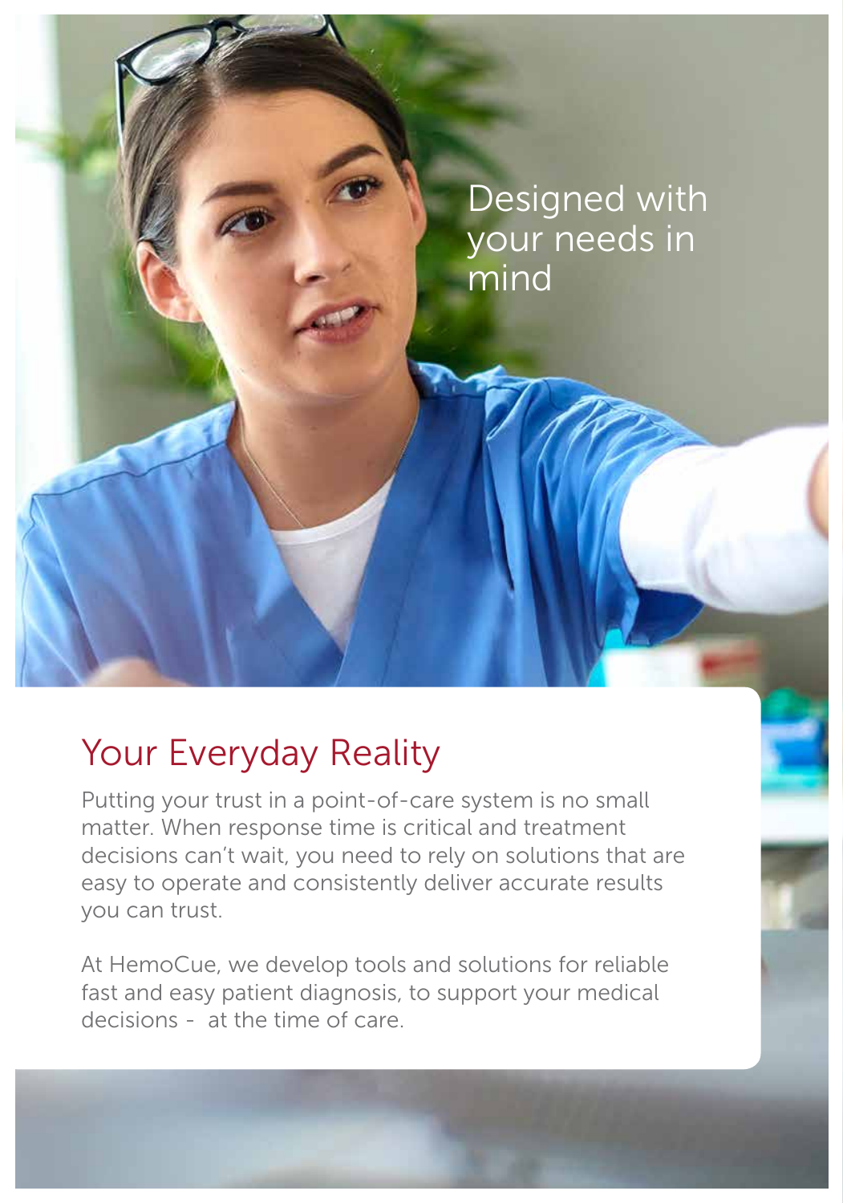Designed with your needs in mind

## Your Everyday Reality

Putting your trust in a point-of-care system is no small matter. When response time is critical and treatment decisions can't wait, you need to rely on solutions that are easy to operate and consistently deliver accurate results you can trust.

At HemoCue, we develop tools and solutions for reliable fast and easy patient diagnosis, to support your medical decisions - at the time of care.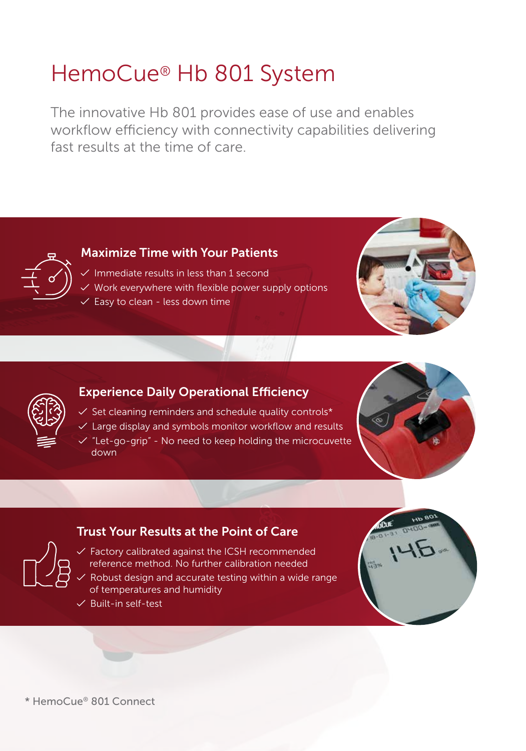# HemoCue® Hb 801 System

The innovative Hb 801 provides ease of use and enables workflow efficiency with connectivity capabilities delivering fast results at the time of care.

## Maximize Time with Your Patients

- ✓ Immediate results in less than 1 second
- ✓ Work everywhere with flexible power supply options
- ✓ Easy to clean - less down time

## Experience Daily Operational Efficiency

- ✓ Set cleaning reminders and schedule quality controls*
- ✓ Large display and symbols monitor workflow and results
- ✓ "Let-go-grip" - No need to keep holding the microcuvette down

## Trust Your Results at the Point of Care

- ✓ Factory calibrated against the ICSH recommended reference method. No further calibration needed
- ✓ Robust design and accurate testing within a wide range of temperatures and humidity
- ✓ Built-in self-test

* HemoCue® 801 Connect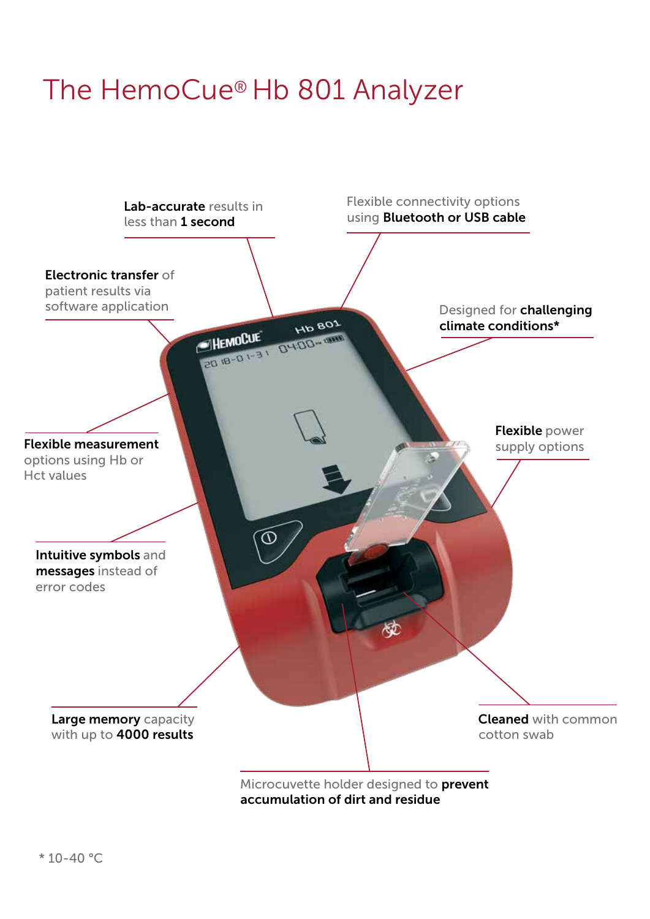# The HemoCue® Hb 801 Analyzer

**Lab-accurate** results in less than **1 second**

Flexible connectivity options using **Bluetooth or USB cable**

**Electronic transfer** of patient results via software application

Designed for **challenging climate conditions***

**Flexible measurement** options using Hb or Hct values

**Flexible** power supply options

**Intuitive symbols** and **messages** instead of error codes

**Large memory** capacity with up to **4000 results**

**Cleaned** with common cotton swab

Microcuvette holder designed to **prevent accumulation of dirt and residue**

* 10-40 °C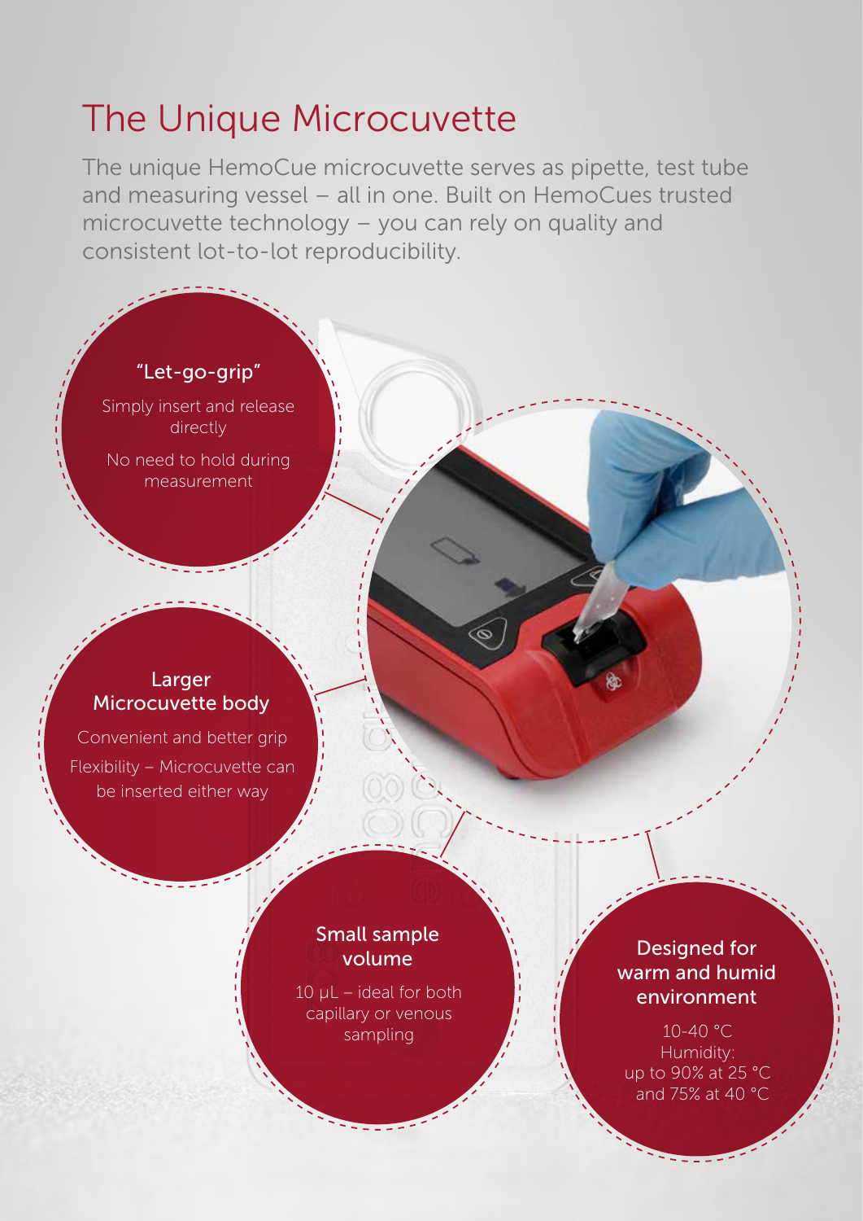# The Unique Microcuvette

The unique HemoCue microcuvette serves as pipette, test tube and measuring vessel – all in one. Built on HemoCues trusted microcuvette technology – you can rely on quality and consistent lot-to-lot reproducibility.

### "Let-go-grip"

Simply insert and release directly

No need to hold during measurement

### Larger Microcuvette body

Convenient and better grip

Flexibility – Microcuvette can be inserted either way

### Small sample volume

10 µL – ideal for both capillary or venous sampling

### Designed for warm and humid environment

10-40 °C

Humidity: up to 90% at 25 °C and 75% at 40 °C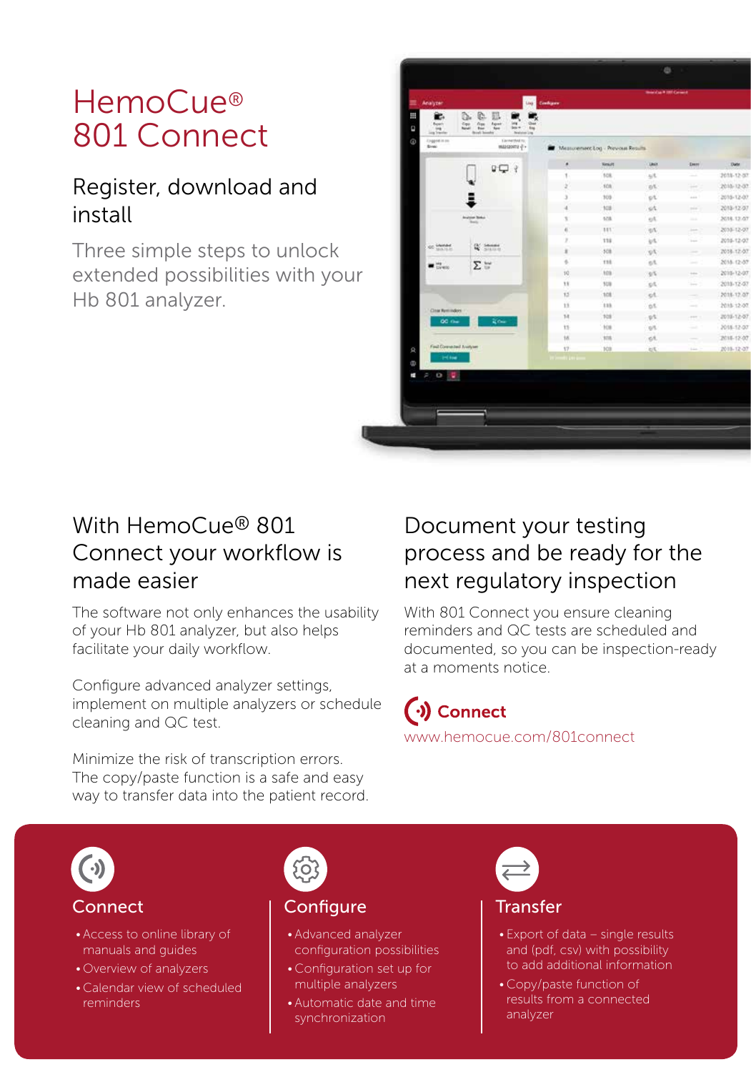# HemoCue® 801 Connect

## Register, download and install

Three simple steps to unlock extended possibilities with your Hb 801 analyzer.

## With HemoCue® 801 Connect your workflow is made easier

The software not only enhances the usability of your Hb 801 analyzer, but also helps facilitate your daily workflow.

Configure advanced analyzer settings, implement on multiple analyzers or schedule cleaning and QC test.

Minimize the risk of transcription errors. The copy/paste function is a safe and easy way to transfer data into the patient record.

## Document your testing process and be ready for the next regulatory inspection

With 801 Connect you ensure cleaning reminders and QC tests are scheduled and documented, so you can be inspection-ready at a moments notice.

**Connect**

www.hemocue.com/801connect

### Connect

- Access to online library of manuals and guides
- Overview of analyzers
- Calendar view of scheduled reminders

### Configure

- Advanced analyzer configuration possibilities
- Configuration set up for multiple analyzers
- Automatic date and time synchronization

### Transfer

- Export of data – single results and (pdf, csv) with possibility to add additional information
- Copy/paste function of results from a connected analyzer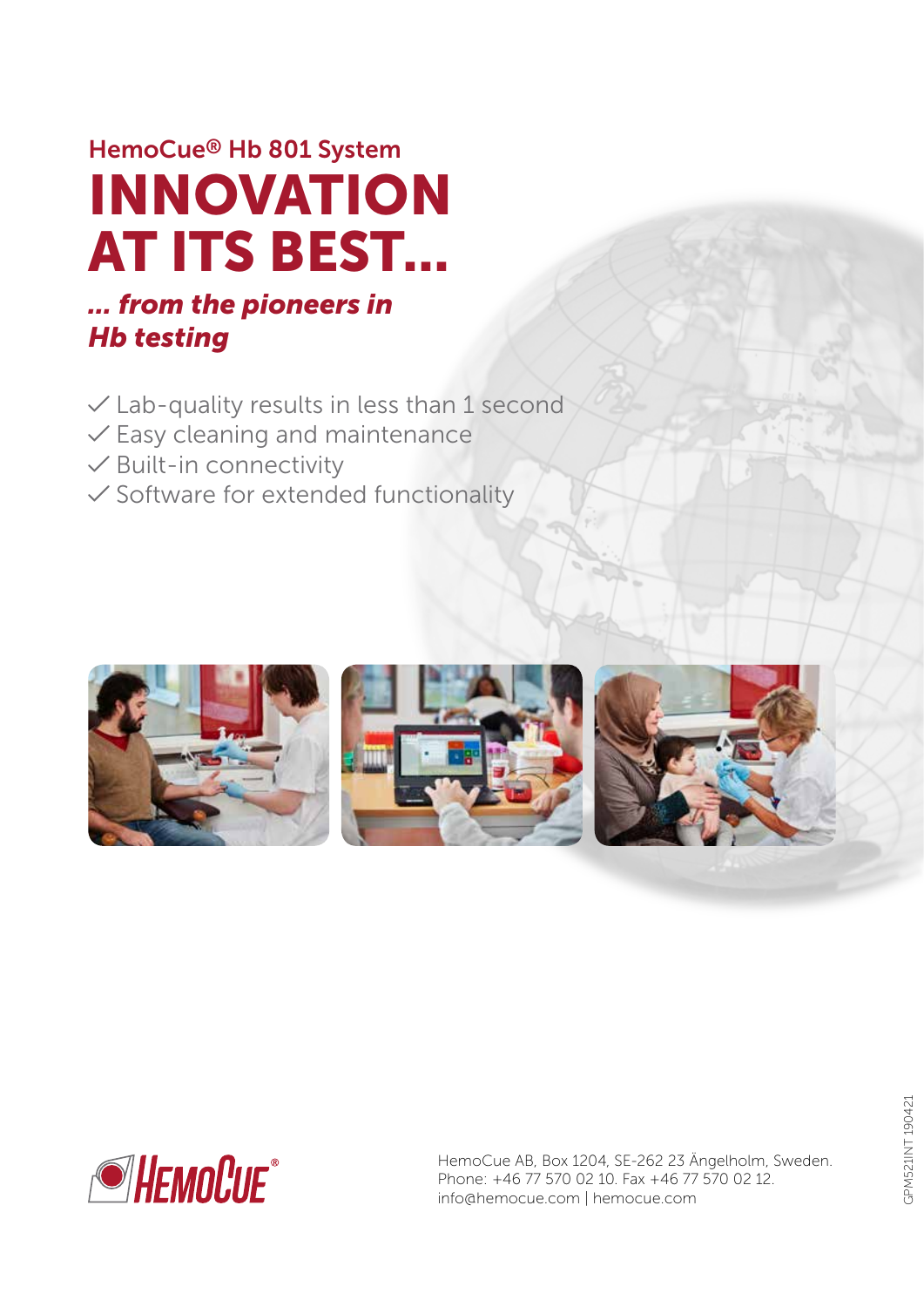HemoCue® Hb 801 System

# INNOVATION AT ITS BEST...

***... from the pioneers in Hb testing***

- ✓ Lab-quality results in less than 1 second
- ✓ Easy cleaning and maintenance
- ✓ Built-in connectivity
- ✓ Software for extended functionality

HemoCue AB, Box 1204, SE-262 23 Ängelholm, Sweden.
Phone: +46 77 570 02 10. Fax +46 77 570 02 12.
info@hemocue.com | hemocue.com

GPM521INT 190421